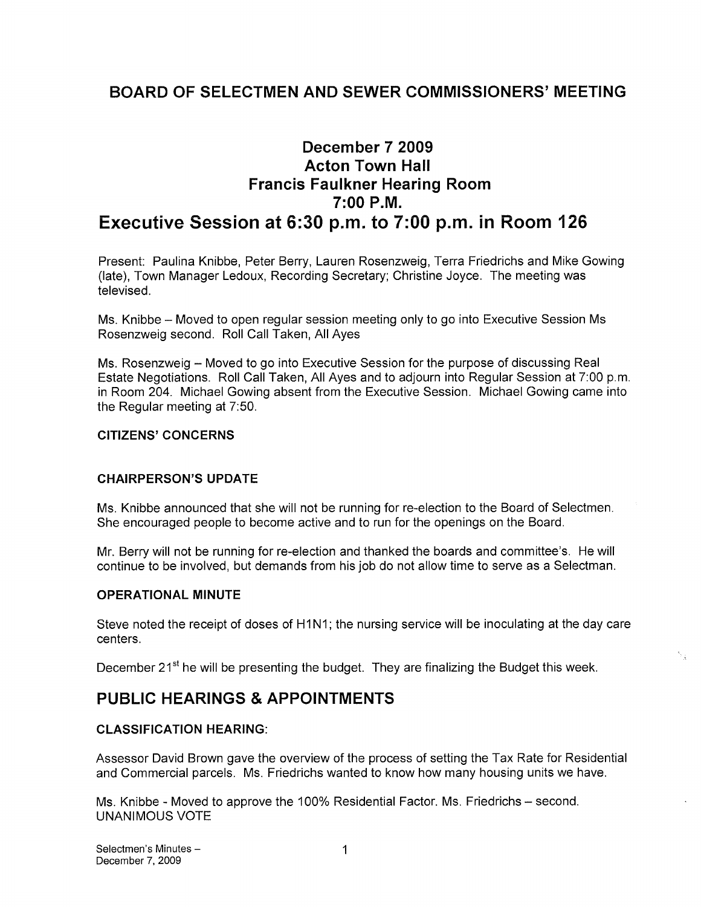# BOARD OF SELECTMEN AND SEWER COMMISSIONERS' MEETING

## December 7 2009
## Acton Town Hall
## Francis Faulkner Hearing Room
## 7:00 P.M.
## Executive Session at 6:30 p.m. to 7:00 p.m. in Room 126

Present: Paulina Knibbe, Peter Berry, Lauren Rosenzweig, Terra Friedrichs and Mike Gowing (late), Town Manager Ledoux, Recording Secretary; Christine Joyce. The meeting was televised.

Ms. Knibbe – Moved to open regular session meeting only to go into Executive Session Ms Rosenzweig second. Roll Call Taken, All Ayes

Ms. Rosenzweig – Moved to go into Executive Session for the purpose of discussing Real Estate Negotiations. Roll Call Taken, All Ayes and to adjourn into Regular Session at 7:00 p.m. in Room 204. Michael Gowing absent from the Executive Session. Michael Gowing came into the Regular meeting at 7:50.

### CITIZENS' CONCERNS

### CHAIRPERSON'S UPDATE

Ms. Knibbe announced that she will not be running for re-election to the Board of Selectmen. She encouraged people to become active and to run for the openings on the Board.

Mr. Berry will not be running for re-election and thanked the boards and committee's. He will continue to be involved, but demands from his job do not allow time to serve as a Selectman.

### OPERATIONAL MINUTE

Steve noted the receipt of doses of H1N1; the nursing service will be inoculating at the day care centers.

December 21st he will be presenting the budget. They are finalizing the Budget this week.

## PUBLIC HEARINGS & APPOINTMENTS

### CLASSIFICATION HEARING:

Assessor David Brown gave the overview of the process of setting the Tax Rate for Residential and Commercial parcels. Ms. Friedrichs wanted to know how many housing units we have.

Ms. Knibbe - Moved to approve the 100% Residential Factor. Ms. Friedrichs – second. UNANIMOUS VOTE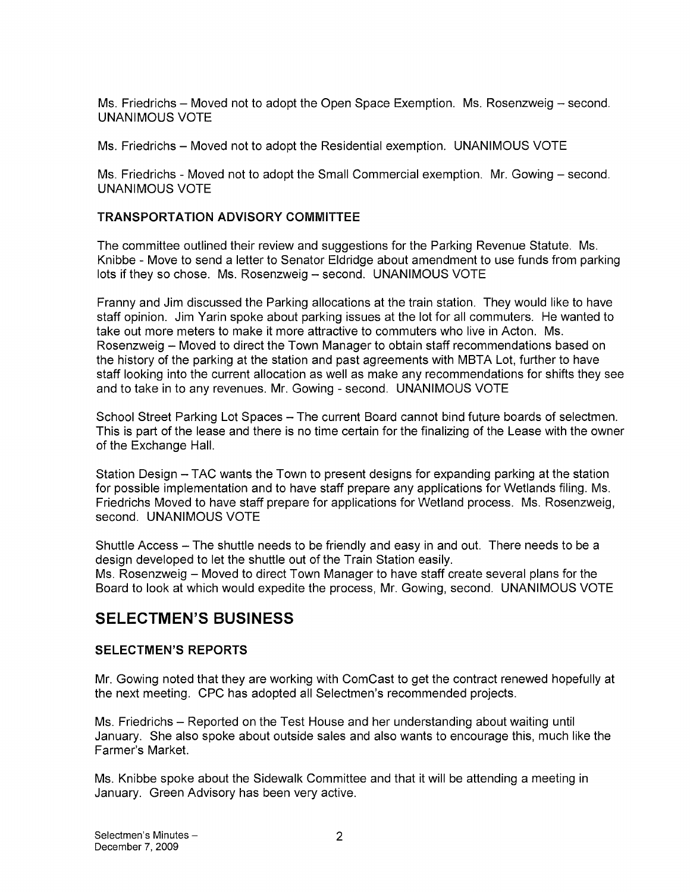Ms. Friedrichs – Moved not to adopt the Open Space Exemption. Ms. Rosenzweig – second. UNANIMOUS VOTE

Ms. Friedrichs – Moved not to adopt the Residential exemption. UNANIMOUS VOTE

Ms. Friedrichs - Moved not to adopt the Small Commercial exemption. Mr. Gowing – second. UNANIMOUS VOTE

### TRANSPORTATION ADVISORY COMMITTEE

The committee outlined their review and suggestions for the Parking Revenue Statute. Ms. Knibbe - Move to send a letter to Senator Eldridge about amendment to use funds from parking lots if they so chose. Ms. Rosenzweig – second. UNANIMOUS VOTE

Franny and Jim discussed the Parking allocations at the train station. They would like to have staff opinion. Jim Yarin spoke about parking issues at the lot for all commuters. He wanted to take out more meters to make it more attractive to commuters who live in Acton. Ms. Rosenzweig – Moved to direct the Town Manager to obtain staff recommendations based on the history of the parking at the station and past agreements with MBTA Lot, further to have staff looking into the current allocation as well as make any recommendations for shifts they see and to take in to any revenues. Mr. Gowing - second. UNANIMOUS VOTE

School Street Parking Lot Spaces – The current Board cannot bind future boards of selectmen. This is part of the lease and there is no time certain for the finalizing of the Lease with the owner of the Exchange Hall.

Station Design – TAC wants the Town to present designs for expanding parking at the station for possible implementation and to have staff prepare any applications for Wetlands filing. Ms. Friedrichs Moved to have staff prepare for applications for Wetland process. Ms. Rosenzweig, second. UNANIMOUS VOTE

Shuttle Access – The shuttle needs to be friendly and easy in and out. There needs to be a design developed to let the shuttle out of the Train Station easily.
Ms. Rosenzweig – Moved to direct Town Manager to have staff create several plans for the Board to look at which would expedite the process, Mr. Gowing, second. UNANIMOUS VOTE

## SELECTMEN'S BUSINESS

### SELECTMEN'S REPORTS

Mr. Gowing noted that they are working with ComCast to get the contract renewed hopefully at the next meeting. CPC has adopted all Selectmen's recommended projects.

Ms. Friedrichs – Reported on the Test House and her understanding about waiting until January. She also spoke about outside sales and also wants to encourage this, much like the Farmer's Market.

Ms. Knibbe spoke about the Sidewalk Committee and that it will be attending a meeting in January. Green Advisory has been very active.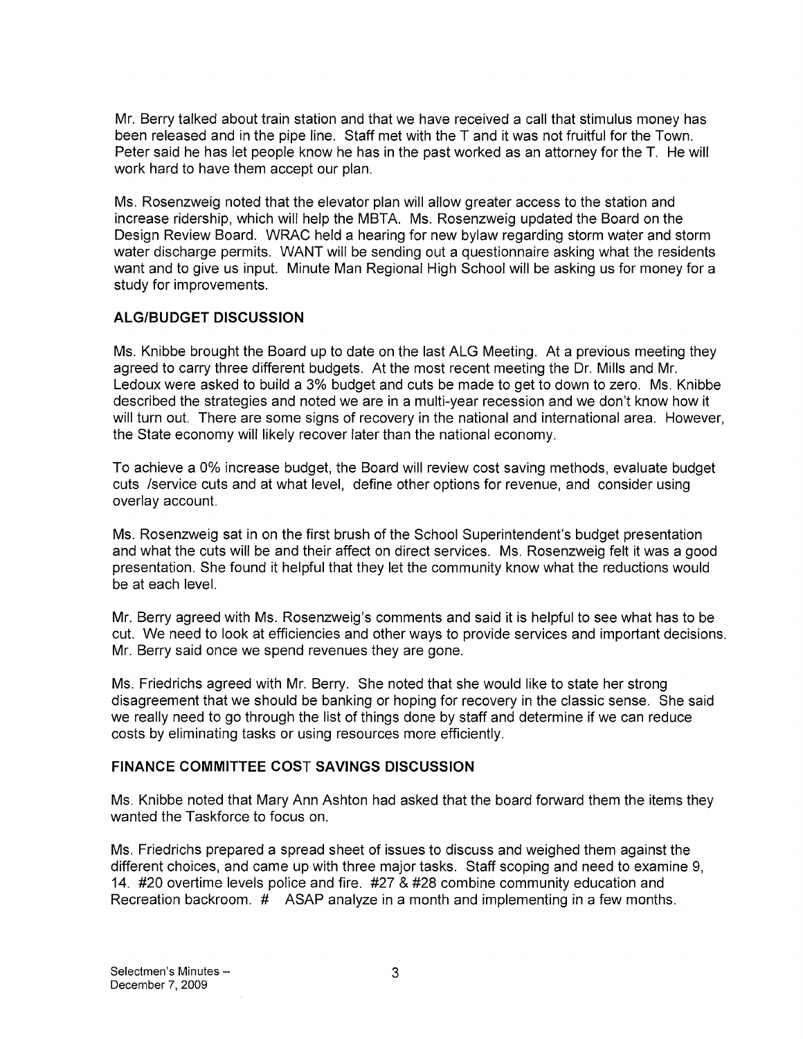Mr. Berry talked about train station and that we have received a call that stimulus money has been released and in the pipe line. Staff met with the T and it was not fruitful for the Town. Peter said he has let people know he has in the past worked as an attorney for the T. He will work hard to have them accept our plan.

Ms. Rosenzweig noted that the elevator plan will allow greater access to the station and increase ridership, which will help the MBTA. Ms. Rosenzweig updated the Board on the Design Review Board. WRAC held a hearing for new bylaw regarding storm water and storm water discharge permits. WANT will be sending out a questionnaire asking what the residents want and to give us input. Minute Man Regional High School will be asking us for money for a study for improvements.

## ALG/BUDGET DISCUSSION

Ms. Knibbe brought the Board up to date on the last ALG Meeting. At a previous meeting they agreed to carry three different budgets. At the most recent meeting the Dr. Mills and Mr. Ledoux were asked to build a 3% budget and cuts be made to get to down to zero. Ms. Knibbe described the strategies and noted we are in a multi-year recession and we don't know how it will turn out. There are some signs of recovery in the national and international area. However, the State economy will likely recover later than the national economy.

To achieve a 0% increase budget, the Board will review cost saving methods, evaluate budget cuts /service cuts and at what level, define other options for revenue, and consider using overlay account.

Ms. Rosenzweig sat in on the first brush of the School Superintendent's budget presentation and what the cuts will be and their affect on direct services. Ms. Rosenzweig felt it was a good presentation. She found it helpful that they let the community know what the reductions would be at each level.

Mr. Berry agreed with Ms. Rosenzweig's comments and said it is helpful to see what has to be cut. We need to look at efficiencies and other ways to provide services and important decisions. Mr. Berry said once we spend revenues they are gone.

Ms. Friedrichs agreed with Mr. Berry. She noted that she would like to state her strong disagreement that we should be banking or hoping for recovery in the classic sense. She said we really need to go through the list of things done by staff and determine if we can reduce costs by eliminating tasks or using resources more efficiently.

## FINANCE COMMITTEE COST SAVINGS DISCUSSION

Ms. Knibbe noted that Mary Ann Ashton had asked that the board forward them the items they wanted the Taskforce to focus on.

Ms. Friedrichs prepared a spread sheet of issues to discuss and weighed them against the different choices, and came up with three major tasks. Staff scoping and need to examine 9, 14. #20 overtime levels police and fire. #27 & #28 combine community education and Recreation backroom. # ASAP analyze in a month and implementing in a few months.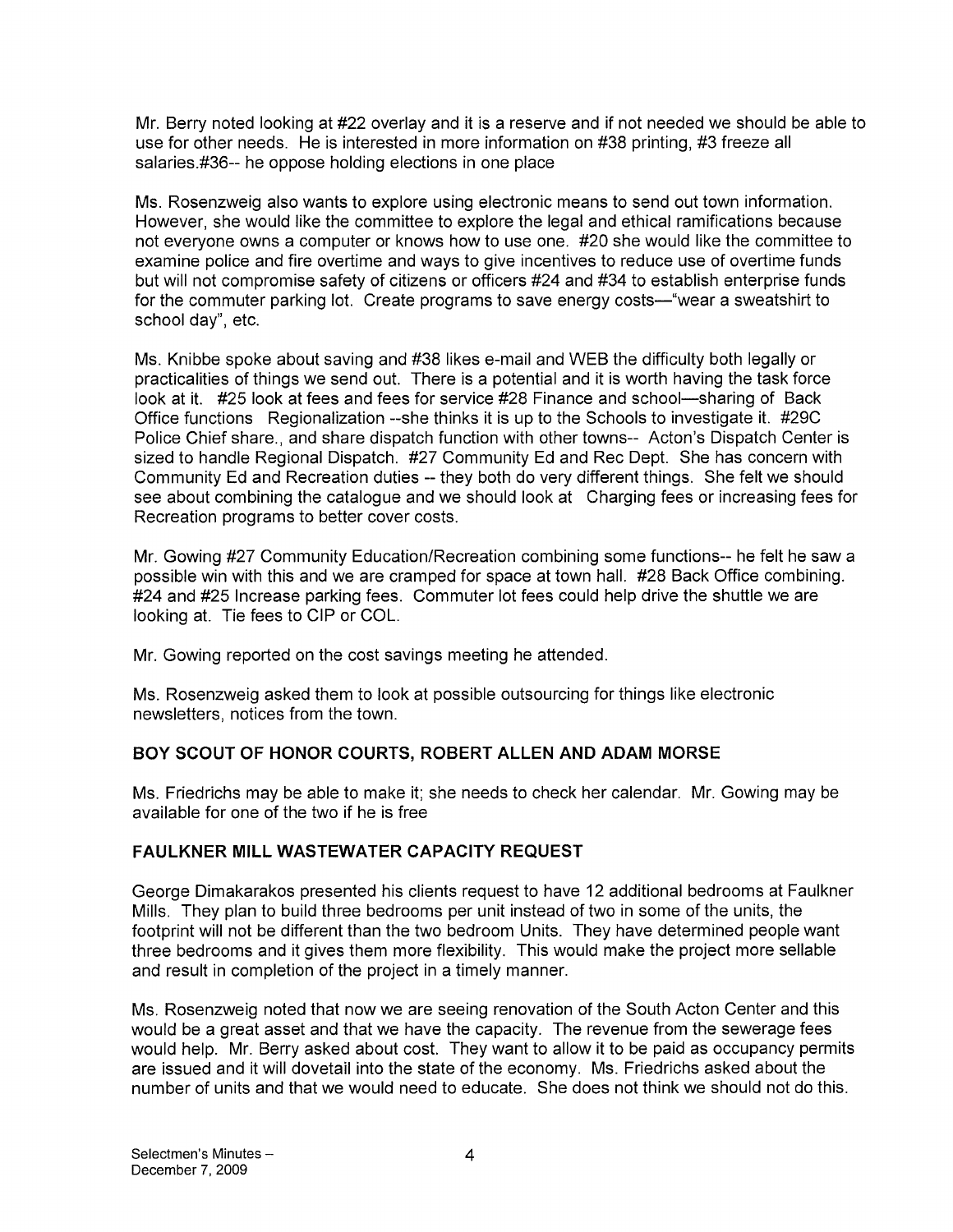Mr. Berry noted looking at #22 overlay and it is a reserve and if not needed we should be able to use for other needs. He is interested in more information on #38 printing, #3 freeze all salaries.#36-- he oppose holding elections in one place

Ms. Rosenzweig also wants to explore using electronic means to send out town information. However, she would like the committee to explore the legal and ethical ramifications because not everyone owns a computer or knows how to use one. #20 she would like the committee to examine police and fire overtime and ways to give incentives to reduce use of overtime funds but will not compromise safety of citizens or officers #24 and #34 to establish enterprise funds for the commuter parking lot. Create programs to save energy costs—"wear a sweatshirt to school day", etc.

Ms. Knibbe spoke about saving and #38 likes e-mail and WEB the difficulty both legally or practicalities of things we send out. There is a potential and it is worth having the task force look at it. #25 look at fees and fees for service #28 Finance and school—sharing of Back Office functions Regionalization --she thinks it is up to the Schools to investigate it. #29C Police Chief share., and share dispatch function with other towns-- Acton's Dispatch Center is sized to handle Regional Dispatch. #27 Community Ed and Rec Dept. She has concern with Community Ed and Recreation duties -- they both do very different things. She felt we should see about combining the catalogue and we should look at Charging fees or increasing fees for Recreation programs to better cover costs.

Mr. Gowing #27 Community Education/Recreation combining some functions-- he felt he saw a possible win with this and we are cramped for space at town hall. #28 Back Office combining. #24 and #25 Increase parking fees. Commuter lot fees could help drive the shuttle we are looking at. Tie fees to CIP or COL.

Mr. Gowing reported on the cost savings meeting he attended.

Ms. Rosenzweig asked them to look at possible outsourcing for things like electronic newsletters, notices from the town.

## BOY SCOUT OF HONOR COURTS, ROBERT ALLEN AND ADAM MORSE

Ms. Friedrichs may be able to make it; she needs to check her calendar. Mr. Gowing may be available for one of the two if he is free

## FAULKNER MILL WASTEWATER CAPACITY REQUEST

George Dimakarakos presented his clients request to have 12 additional bedrooms at Faulkner Mills. They plan to build three bedrooms per unit instead of two in some of the units, the footprint will not be different than the two bedroom Units. They have determined people want three bedrooms and it gives them more flexibility. This would make the project more sellable and result in completion of the project in a timely manner.

Ms. Rosenzweig noted that now we are seeing renovation of the South Acton Center and this would be a great asset and that we have the capacity. The revenue from the sewerage fees would help. Mr. Berry asked about cost. They want to allow it to be paid as occupancy permits are issued and it will dovetail into the state of the economy. Ms. Friedrichs asked about the number of units and that we would need to educate. She does not think we should not do this.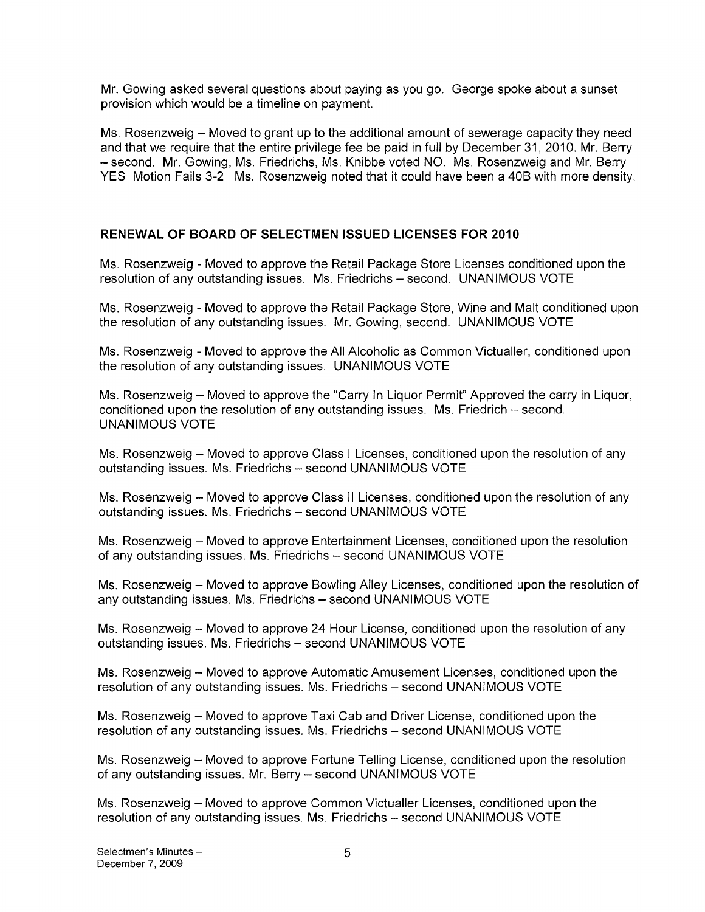Mr. Gowing asked several questions about paying as you go. George spoke about a sunset provision which would be a timeline on payment.

Ms. Rosenzweig – Moved to grant up to the additional amount of sewerage capacity they need and that we require that the entire privilege fee be paid in full by December 31, 2010. Mr. Berry – second. Mr. Gowing, Ms. Friedrichs, Ms. Knibbe voted NO. Ms. Rosenzweig and Mr. Berry YES Motion Fails 3-2 Ms. Rosenzweig noted that it could have been a 40B with more density.

## RENEWAL OF BOARD OF SELECTMEN ISSUED LICENSES FOR 2010

Ms. Rosenzweig - Moved to approve the Retail Package Store Licenses conditioned upon the resolution of any outstanding issues. Ms. Friedrichs – second. UNANIMOUS VOTE

Ms. Rosenzweig - Moved to approve the Retail Package Store, Wine and Malt conditioned upon the resolution of any outstanding issues. Mr. Gowing, second. UNANIMOUS VOTE

Ms. Rosenzweig - Moved to approve the All Alcoholic as Common Victualler, conditioned upon the resolution of any outstanding issues. UNANIMOUS VOTE

Ms. Rosenzweig – Moved to approve the "Carry In Liquor Permit" Approved the carry in Liquor, conditioned upon the resolution of any outstanding issues. Ms. Friedrich – second. UNANIMOUS VOTE

Ms. Rosenzweig – Moved to approve Class I Licenses, conditioned upon the resolution of any outstanding issues. Ms. Friedrichs – second UNANIMOUS VOTE

Ms. Rosenzweig – Moved to approve Class II Licenses, conditioned upon the resolution of any outstanding issues. Ms. Friedrichs – second UNANIMOUS VOTE

Ms. Rosenzweig – Moved to approve Entertainment Licenses, conditioned upon the resolution of any outstanding issues. Ms. Friedrichs – second UNANIMOUS VOTE

Ms. Rosenzweig – Moved to approve Bowling Alley Licenses, conditioned upon the resolution of any outstanding issues. Ms. Friedrichs – second UNANIMOUS VOTE

Ms. Rosenzweig – Moved to approve 24 Hour License, conditioned upon the resolution of any outstanding issues. Ms. Friedrichs – second UNANIMOUS VOTE

Ms. Rosenzweig – Moved to approve Automatic Amusement Licenses, conditioned upon the resolution of any outstanding issues. Ms. Friedrichs – second UNANIMOUS VOTE

Ms. Rosenzweig – Moved to approve Taxi Cab and Driver License, conditioned upon the resolution of any outstanding issues. Ms. Friedrichs – second UNANIMOUS VOTE

Ms. Rosenzweig – Moved to approve Fortune Telling License, conditioned upon the resolution of any outstanding issues. Mr. Berry – second UNANIMOUS VOTE

Ms. Rosenzweig – Moved to approve Common Victualler Licenses, conditioned upon the resolution of any outstanding issues. Ms. Friedrichs – second UNANIMOUS VOTE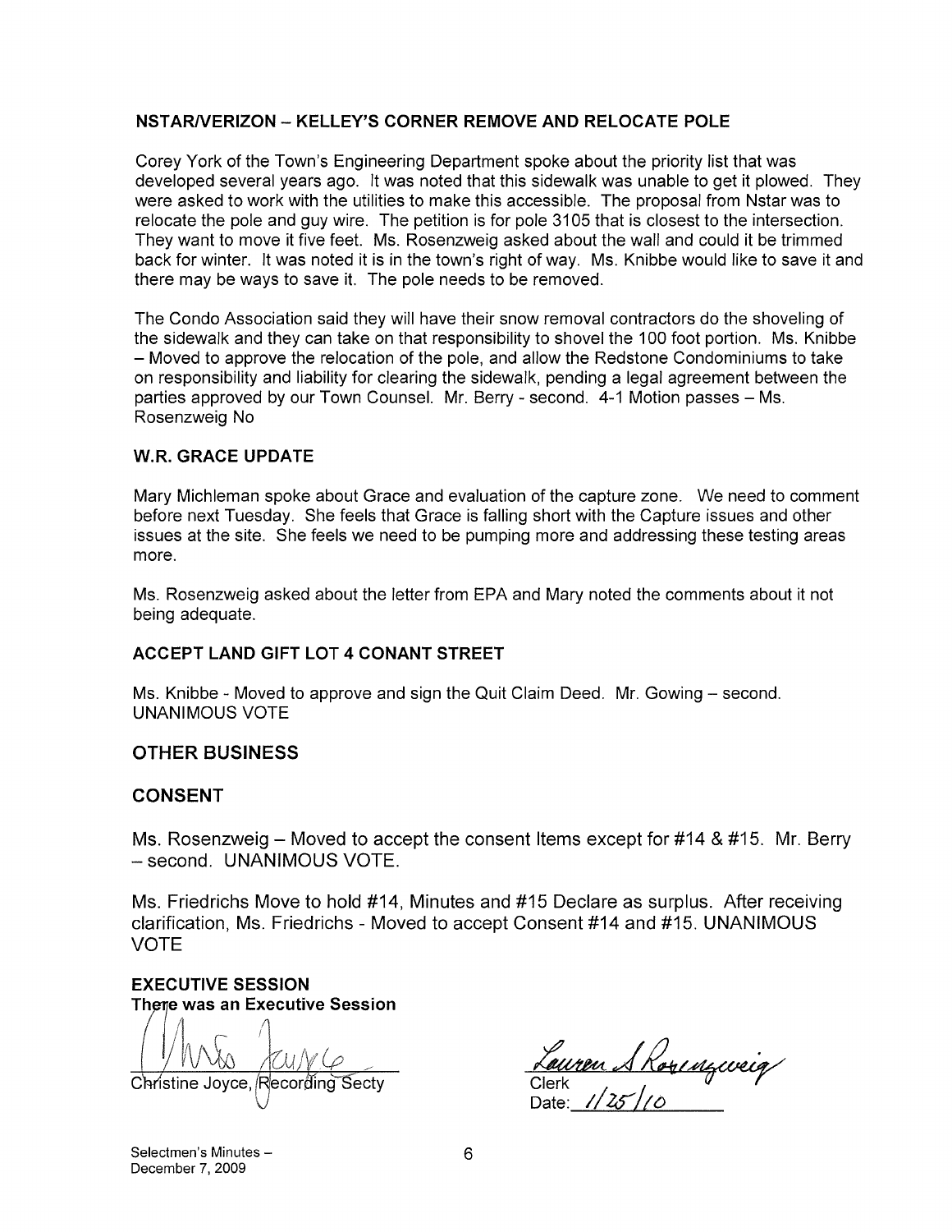### NSTAR/VERIZON – KELLEY'S CORNER REMOVE AND RELOCATE POLE

Corey York of the Town's Engineering Department spoke about the priority list that was developed several years ago. It was noted that this sidewalk was unable to get it plowed. They were asked to work with the utilities to make this accessible. The proposal from Nstar was to relocate the pole and guy wire. The petition is for pole 3105 that is closest to the intersection. They want to move it five feet. Ms. Rosenzweig asked about the wall and could it be trimmed back for winter. It was noted it is in the town's right of way. Ms. Knibbe would like to save it and there may be ways to save it. The pole needs to be removed.

The Condo Association said they will have their snow removal contractors do the shoveling of the sidewalk and they can take on that responsibility to shovel the 100 foot portion. Ms. Knibbe – Moved to approve the relocation of the pole, and allow the Redstone Condominiums to take on responsibility and liability for clearing the sidewalk, pending a legal agreement between the parties approved by our Town Counsel. Mr. Berry - second. 4-1 Motion passes – Ms. Rosenzweig No

### W.R. GRACE UPDATE

Mary Michleman spoke about Grace and evaluation of the capture zone. We need to comment before next Tuesday. She feels that Grace is falling short with the Capture issues and other issues at the site. She feels we need to be pumping more and addressing these testing areas more.

Ms. Rosenzweig asked about the letter from EPA and Mary noted the comments about it not being adequate.

### ACCEPT LAND GIFT LOT 4 CONANT STREET

Ms. Knibbe - Moved to approve and sign the Quit Claim Deed. Mr. Gowing – second. UNANIMOUS VOTE

## OTHER BUSINESS

## CONSENT

Ms. Rosenzweig – Moved to accept the consent Items except for #14 & #15. Mr. Berry – second. UNANIMOUS VOTE.

Ms. Friedrichs Move to hold #14, Minutes and #15 Declare as surplus. After receiving clarification, Ms. Friedrichs - Moved to accept Consent #14 and #15. UNANIMOUS VOTE

**EXECUTIVE SESSION**

**There was an Executive Session**

Christine Joyce, Recording Secty

Lauren S Rosenzweig
Clerk
Date: 1/25/10